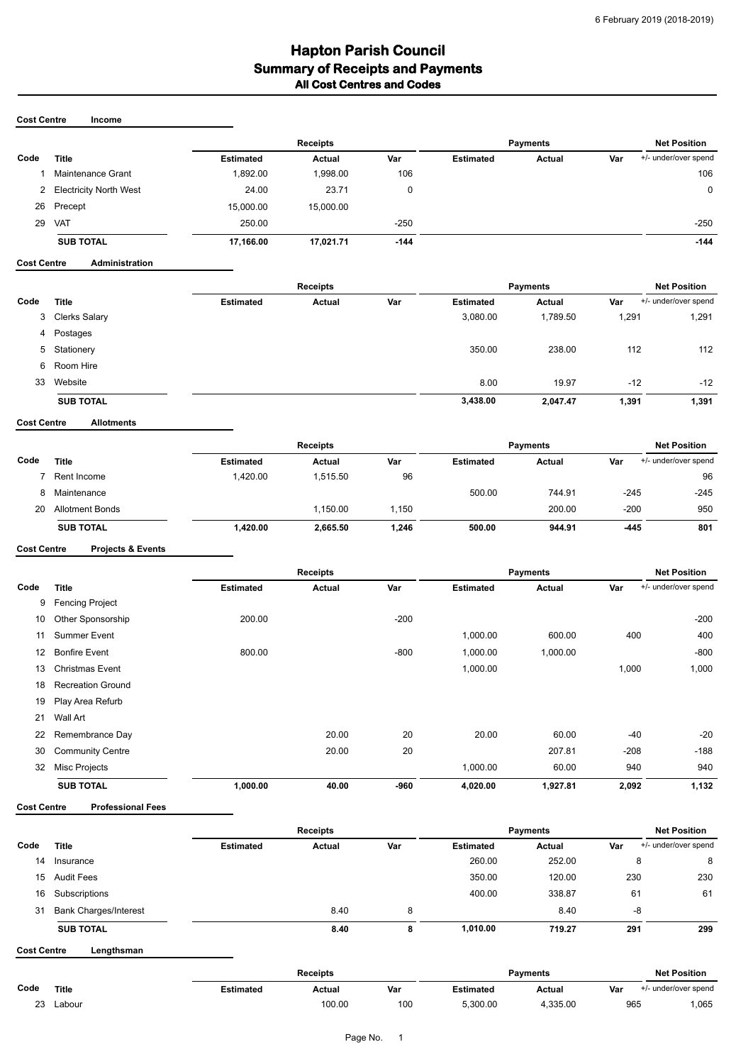# Hapton Parish Council
## Summary of Receipts and Payments
### All Cost Centres and Codes

**Cost Centre Income**

| Code | Title | Receipts Estimated | Receipts Actual | Receipts Var | Payments Estimated | Payments Actual | Payments Var | Net Position +/- under/over spend |
|---|---|---|---|---|---|---|---|---|
| 1 | Maintenance Grant | 1,892.00 | 1,998.00 | 106 | | | | 106 |
| 2 | Electricity North West | 24.00 | 23.71 | 0 | | | | 0 |
| 26 | Precept | 15,000.00 | 15,000.00 | | | | | |
| 29 | VAT | 250.00 | | -250 | | | | -250 |
| | **SUB TOTAL** | **17,166.00** | **17,021.71** | **-144** | | | | **-144** |

**Cost Centre Administration**

| Code | Title | Receipts Estimated | Receipts Actual | Receipts Var | Payments Estimated | Payments Actual | Payments Var | Net Position +/- under/over spend |
|---|---|---|---|---|---|---|---|---|
| 3 | Clerks Salary | | | | 3,080.00 | 1,789.50 | 1,291 | 1,291 |
| 4 | Postages | | | | | | | |
| 5 | Stationery | | | | 350.00 | 238.00 | 112 | 112 |
| 6 | Room Hire | | | | | | | |
| 33 | Website | | | | 8.00 | 19.97 | -12 | -12 |
| | **SUB TOTAL** | | | | **3,438.00** | **2,047.47** | **1,391** | **1,391** |

**Cost Centre Allotments**

| Code | Title | Receipts Estimated | Receipts Actual | Receipts Var | Payments Estimated | Payments Actual | Payments Var | Net Position +/- under/over spend |
|---|---|---|---|---|---|---|---|---|
| 7 | Rent Income | 1,420.00 | 1,515.50 | 96 | | | | 96 |
| 8 | Maintenance | | | | 500.00 | 744.91 | -245 | -245 |
| 20 | Allotment Bonds | | 1,150.00 | 1,150 | | 200.00 | -200 | 950 |
| | **SUB TOTAL** | **1,420.00** | **2,665.50** | **1,246** | **500.00** | **944.91** | **-445** | **801** |

**Cost Centre Projects & Events**

| Code | Title | Receipts Estimated | Receipts Actual | Receipts Var | Payments Estimated | Payments Actual | Payments Var | Net Position +/- under/over spend |
|---|---|---|---|---|---|---|---|---|
| 9 | Fencing Project | | | | | | | |
| 10 | Other Sponsorship | 200.00 | | -200 | | | | -200 |
| 11 | Summer Event | | | | 1,000.00 | 600.00 | 400 | 400 |
| 12 | Bonfire Event | 800.00 | | -800 | 1,000.00 | 1,000.00 | | -800 |
| 13 | Christmas Event | | | | 1,000.00 | | 1,000 | 1,000 |
| 18 | Recreation Ground | | | | | | | |
| 19 | Play Area Refurb | | | | | | | |
| 21 | Wall Art | | | | | | | |
| 22 | Remembrance Day | | 20.00 | 20 | 20.00 | 60.00 | -40 | -20 |
| 30 | Community Centre | | 20.00 | 20 | | 207.81 | -208 | -188 |
| 32 | Misc Projects | | | | 1,000.00 | 60.00 | 940 | 940 |
| | **SUB TOTAL** | **1,000.00** | **40.00** | **-960** | **4,020.00** | **1,927.81** | **2,092** | **1,132** |

**Cost Centre Professional Fees**

| Code | Title | Receipts Estimated | Receipts Actual | Receipts Var | Payments Estimated | Payments Actual | Payments Var | Net Position +/- under/over spend |
|---|---|---|---|---|---|---|---|---|
| 14 | Insurance | | | | 260.00 | 252.00 | 8 | 8 |
| 15 | Audit Fees | | | | 350.00 | 120.00 | 230 | 230 |
| 16 | Subscriptions | | | | 400.00 | 338.87 | 61 | 61 |
| 31 | Bank Charges/Interest | | 8.40 | 8 | | 8.40 | -8 | |
| | **SUB TOTAL** | | **8.40** | **8** | **1,010.00** | **719.27** | **291** | **299** |

**Cost Centre Lengthsman**

| Code | Title | Receipts Estimated | Receipts Actual | Receipts Var | Payments Estimated | Payments Actual | Payments Var | Net Position +/- under/over spend |
|---|---|---|---|---|---|---|---|---|
| 23 | Labour | | 100.00 | 100 | 5,300.00 | 4,335.00 | 965 | 1,065 |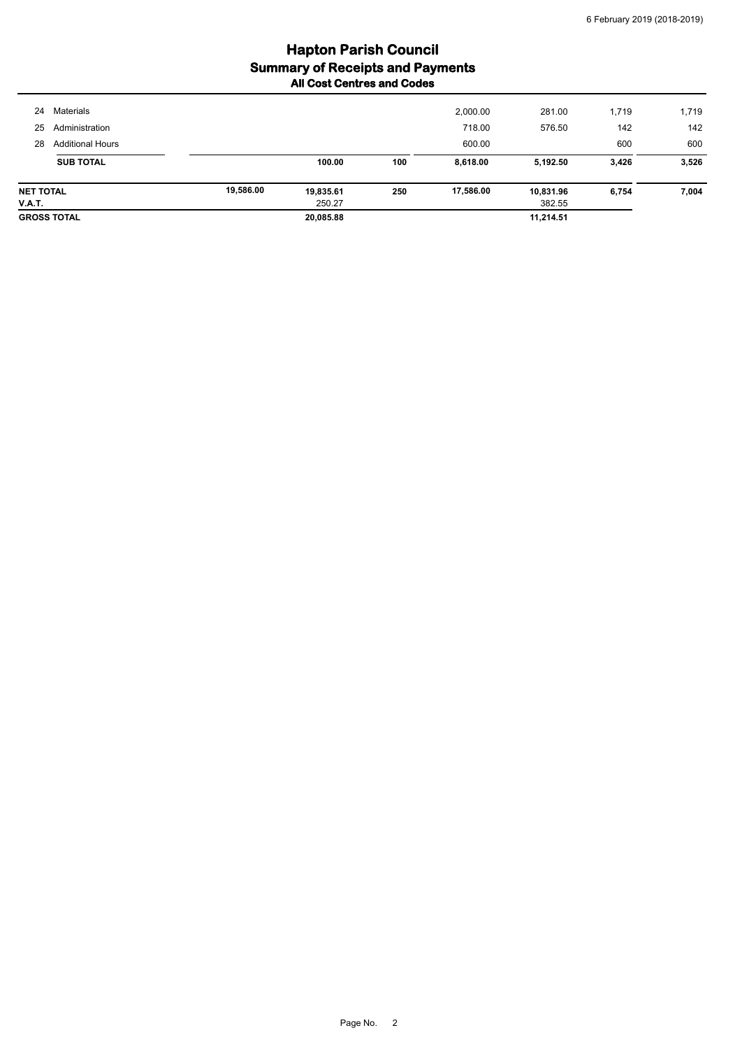# Hapton Parish Council
## Summary of Receipts and Payments
### All Cost Centres and Codes

| | | | | | | | |
|---|---|---|---|---|---|---|---|
| 24 Materials | | | | 2,000.00 | 281.00 | 1,719 | 1,719 |
| 25 Administration | | | | 718.00 | 576.50 | 142 | 142 |
| 28 Additional Hours | | | | 600.00 | | 600 | 600 |
| **SUB TOTAL** | | **100.00** | **100** | **8,618.00** | **5,192.50** | **3,426** | **3,526** |
| **NET TOTAL** | **19,586.00** | **19,835.61** | **250** | **17,586.00** | **10,831.96** | **6,754** | **7,004** |
| **V.A.T.** | | 250.27 | | | 382.55 | | |
| **GROSS TOTAL** | | **20,085.88** | | | **11,214.51** | | |